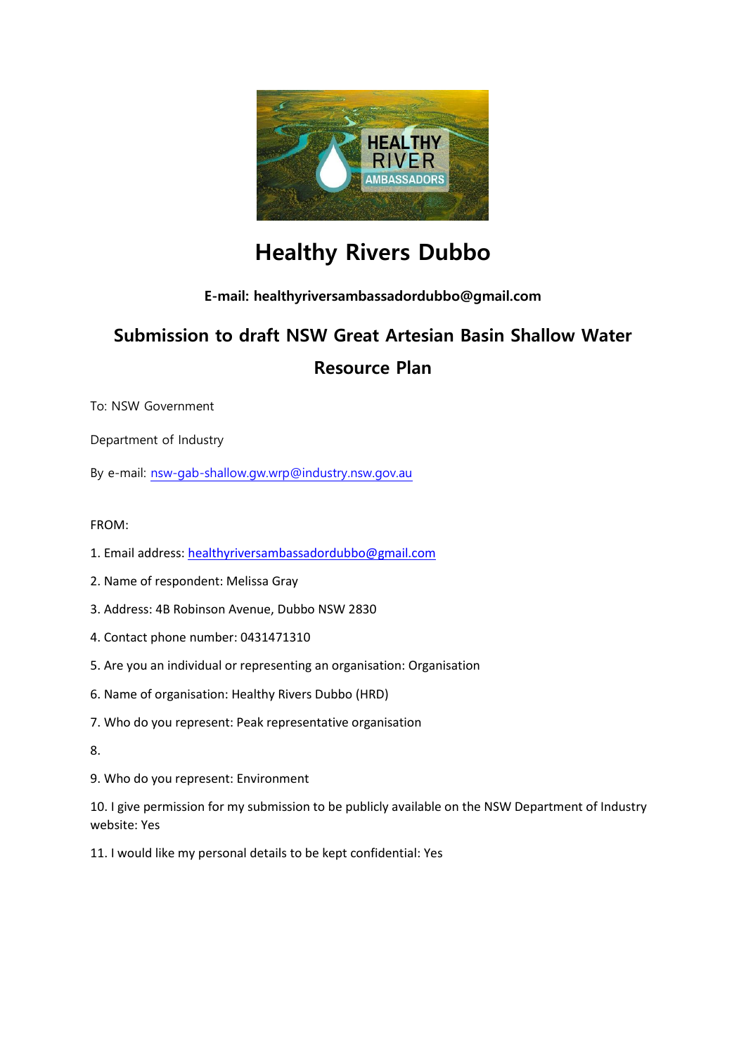# Healthy Rivers Dubbo

**E-mail: healthyriversambassadordubbo@gmail.com**

## Submission to draft NSW Great Artesian Basin Shallow Water Resource Plan

To: NSW Government

Department of Industry

By e-mail: nsw-gab-shallow.gw.wrp@industry.nsw.gov.au

FROM:

1. Email address: healthyriversambassadordubbo@gmail.com
2. Name of respondent: Melissa Gray
3. Address: 4B Robinson Avenue, Dubbo NSW 2830
4. Contact phone number: 0431471310
5. Are you an individual or representing an organisation: Organisation
6. Name of organisation: Healthy Rivers Dubbo (HRD)
7. Who do you represent: Peak representative organisation
8. 
9. Who do you represent: Environment
10. I give permission for my submission to be publicly available on the NSW Department of Industry website: Yes
11. I would like my personal details to be kept confidential: Yes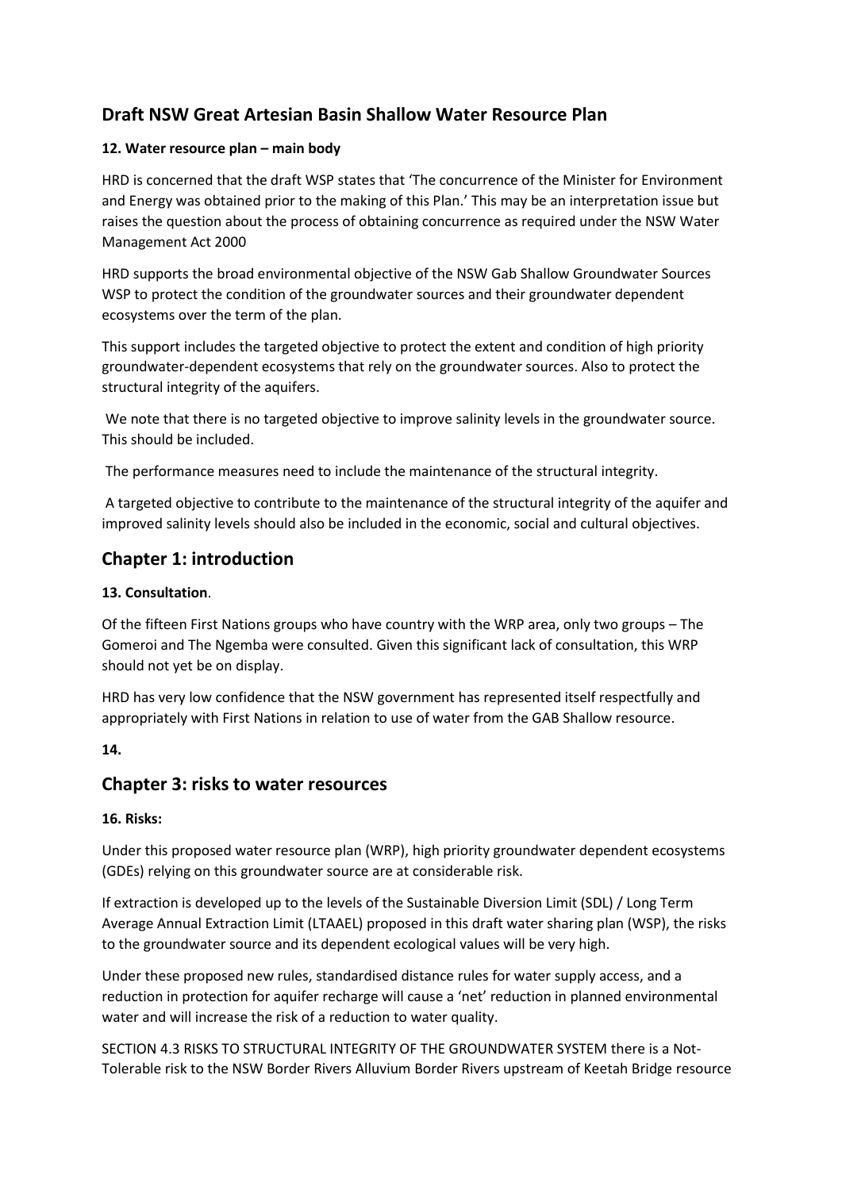## Draft NSW Great Artesian Basin Shallow Water Resource Plan

#### 12. Water resource plan – main body

HRD is concerned that the draft WSP states that 'The concurrence of the Minister for Environment and Energy was obtained prior to the making of this Plan.' This may be an interpretation issue but raises the question about the process of obtaining concurrence as required under the NSW Water Management Act 2000

HRD supports the broad environmental objective of the NSW Gab Shallow Groundwater Sources WSP to protect the condition of the groundwater sources and their groundwater dependent ecosystems over the term of the plan.

This support includes the targeted objective to protect the extent and condition of high priority groundwater-dependent ecosystems that rely on the groundwater sources. Also to protect the structural integrity of the aquifers.

We note that there is no targeted objective to improve salinity levels in the groundwater source. This should be included.

The performance measures need to include the maintenance of the structural integrity.

A targeted objective to contribute to the maintenance of the structural integrity of the aquifer and improved salinity levels should also be included in the economic, social and cultural objectives.

## Chapter 1: introduction

#### 13. Consultation.

Of the fifteen First Nations groups who have country with the WRP area, only two groups – The Gomeroi and The Ngemba were consulted. Given this significant lack of consultation, this WRP should not yet be on display.

HRD has very low confidence that the NSW government has represented itself respectfully and appropriately with First Nations in relation to use of water from the GAB Shallow resource.

**14.**

## Chapter 3: risks to water resources

#### 16. Risks:

Under this proposed water resource plan (WRP), high priority groundwater dependent ecosystems (GDEs) relying on this groundwater source are at considerable risk.

If extraction is developed up to the levels of the Sustainable Diversion Limit (SDL) / Long Term Average Annual Extraction Limit (LTAAEL) proposed in this draft water sharing plan (WSP), the risks to the groundwater source and its dependent ecological values will be very high.

Under these proposed new rules, standardised distance rules for water supply access, and a reduction in protection for aquifer recharge will cause a 'net' reduction in planned environmental water and will increase the risk of a reduction to water quality.

SECTION 4.3 RISKS TO STRUCTURAL INTEGRITY OF THE GROUNDWATER SYSTEM there is a Not-Tolerable risk to the NSW Border Rivers Alluvium Border Rivers upstream of Keetah Bridge resource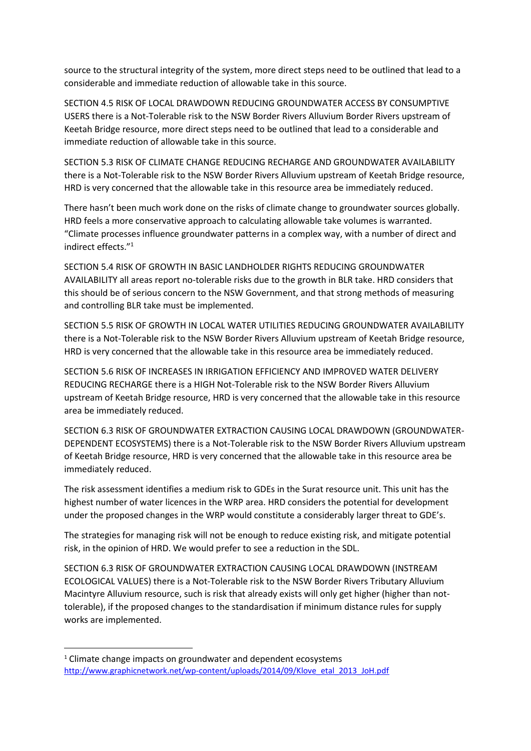source to the structural integrity of the system, more direct steps need to be outlined that lead to a considerable and immediate reduction of allowable take in this source.

SECTION 4.5 RISK OF LOCAL DRAWDOWN REDUCING GROUNDWATER ACCESS BY CONSUMPTIVE USERS there is a Not-Tolerable risk to the NSW Border Rivers Alluvium Border Rivers upstream of Keetah Bridge resource, more direct steps need to be outlined that lead to a considerable and immediate reduction of allowable take in this source.

SECTION 5.3 RISK OF CLIMATE CHANGE REDUCING RECHARGE AND GROUNDWATER AVAILABILITY there is a Not-Tolerable risk to the NSW Border Rivers Alluvium upstream of Keetah Bridge resource, HRD is very concerned that the allowable take in this resource area be immediately reduced.

There hasn't been much work done on the risks of climate change to groundwater sources globally. HRD feels a more conservative approach to calculating allowable take volumes is warranted. "Climate processes influence groundwater patterns in a complex way, with a number of direct and indirect effects."[1]

SECTION 5.4 RISK OF GROWTH IN BASIC LANDHOLDER RIGHTS REDUCING GROUNDWATER AVAILABILITY all areas report no-tolerable risks due to the growth in BLR take. HRD considers that this should be of serious concern to the NSW Government, and that strong methods of measuring and controlling BLR take must be implemented.

SECTION 5.5 RISK OF GROWTH IN LOCAL WATER UTILITIES REDUCING GROUNDWATER AVAILABILITY there is a Not-Tolerable risk to the NSW Border Rivers Alluvium upstream of Keetah Bridge resource, HRD is very concerned that the allowable take in this resource area be immediately reduced.

SECTION 5.6 RISK OF INCREASES IN IRRIGATION EFFICIENCY AND IMPROVED WATER DELIVERY REDUCING RECHARGE there is a HIGH Not-Tolerable risk to the NSW Border Rivers Alluvium upstream of Keetah Bridge resource, HRD is very concerned that the allowable take in this resource area be immediately reduced.

SECTION 6.3 RISK OF GROUNDWATER EXTRACTION CAUSING LOCAL DRAWDOWN (GROUNDWATER-DEPENDENT ECOSYSTEMS) there is a Not-Tolerable risk to the NSW Border Rivers Alluvium upstream of Keetah Bridge resource, HRD is very concerned that the allowable take in this resource area be immediately reduced.

The risk assessment identifies a medium risk to GDEs in the Surat resource unit. This unit has the highest number of water licences in the WRP area. HRD considers the potential for development under the proposed changes in the WRP would constitute a considerably larger threat to GDE's.

The strategies for managing risk will not be enough to reduce existing risk, and mitigate potential risk, in the opinion of HRD. We would prefer to see a reduction in the SDL.

SECTION 6.3 RISK OF GROUNDWATER EXTRACTION CAUSING LOCAL DRAWDOWN (INSTREAM ECOLOGICAL VALUES) there is a Not-Tolerable risk to the NSW Border Rivers Tributary Alluvium Macintyre Alluvium resource, such is risk that already exists will only get higher (higher than not-tolerable), if the proposed changes to the standardisation if minimum distance rules for supply works are implemented.

---

[1] Climate change impacts on groundwater and dependent ecosystems http://www.graphicnetwork.net/wp-content/uploads/2014/09/Klove_etal_2013_JoH.pdf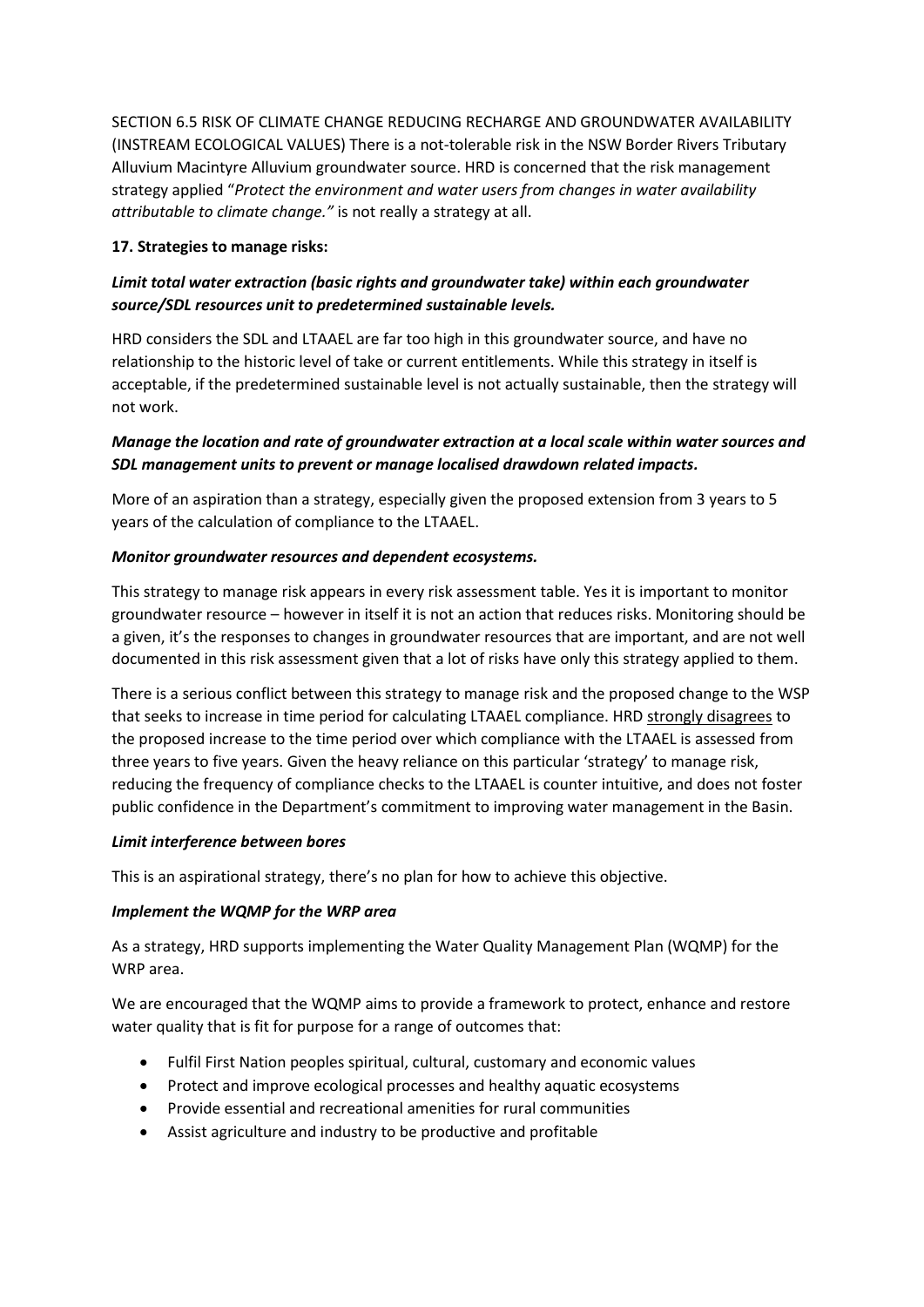SECTION 6.5 RISK OF CLIMATE CHANGE REDUCING RECHARGE AND GROUNDWATER AVAILABILITY (INSTREAM ECOLOGICAL VALUES) There is a not-tolerable risk in the NSW Border Rivers Tributary Alluvium Macintyre Alluvium groundwater source. HRD is concerned that the risk management strategy applied "*Protect the environment and water users from changes in water availability attributable to climate change.*" is not really a strategy at all.

**17. Strategies to manage risks:**

***Limit total water extraction (basic rights and groundwater take) within each groundwater source/SDL resources unit to predetermined sustainable levels.***

HRD considers the SDL and LTAAEL are far too high in this groundwater source, and have no relationship to the historic level of take or current entitlements. While this strategy in itself is acceptable, if the predetermined sustainable level is not actually sustainable, then the strategy will not work.

***Manage the location and rate of groundwater extraction at a local scale within water sources and SDL management units to prevent or manage localised drawdown related impacts.***

More of an aspiration than a strategy, especially given the proposed extension from 3 years to 5 years of the calculation of compliance to the LTAAEL.

***Monitor groundwater resources and dependent ecosystems.***

This strategy to manage risk appears in every risk assessment table. Yes it is important to monitor groundwater resource – however in itself it is not an action that reduces risks. Monitoring should be a given, it's the responses to changes in groundwater resources that are important, and are not well documented in this risk assessment given that a lot of risks have only this strategy applied to them.

There is a serious conflict between this strategy to manage risk and the proposed change to the WSP that seeks to increase in time period for calculating LTAAEL compliance. HRD strongly disagrees to the proposed increase to the time period over which compliance with the LTAAEL is assessed from three years to five years. Given the heavy reliance on this particular 'strategy' to manage risk, reducing the frequency of compliance checks to the LTAAEL is counter intuitive, and does not foster public confidence in the Department's commitment to improving water management in the Basin.

***Limit interference between bores***

This is an aspirational strategy, there's no plan for how to achieve this objective.

***Implement the WQMP for the WRP area***

As a strategy, HRD supports implementing the Water Quality Management Plan (WQMP) for the WRP area.

We are encouraged that the WQMP aims to provide a framework to protect, enhance and restore water quality that is fit for purpose for a range of outcomes that:

- Fulfil First Nation peoples spiritual, cultural, customary and economic values
- Protect and improve ecological processes and healthy aquatic ecosystems
- Provide essential and recreational amenities for rural communities
- Assist agriculture and industry to be productive and profitable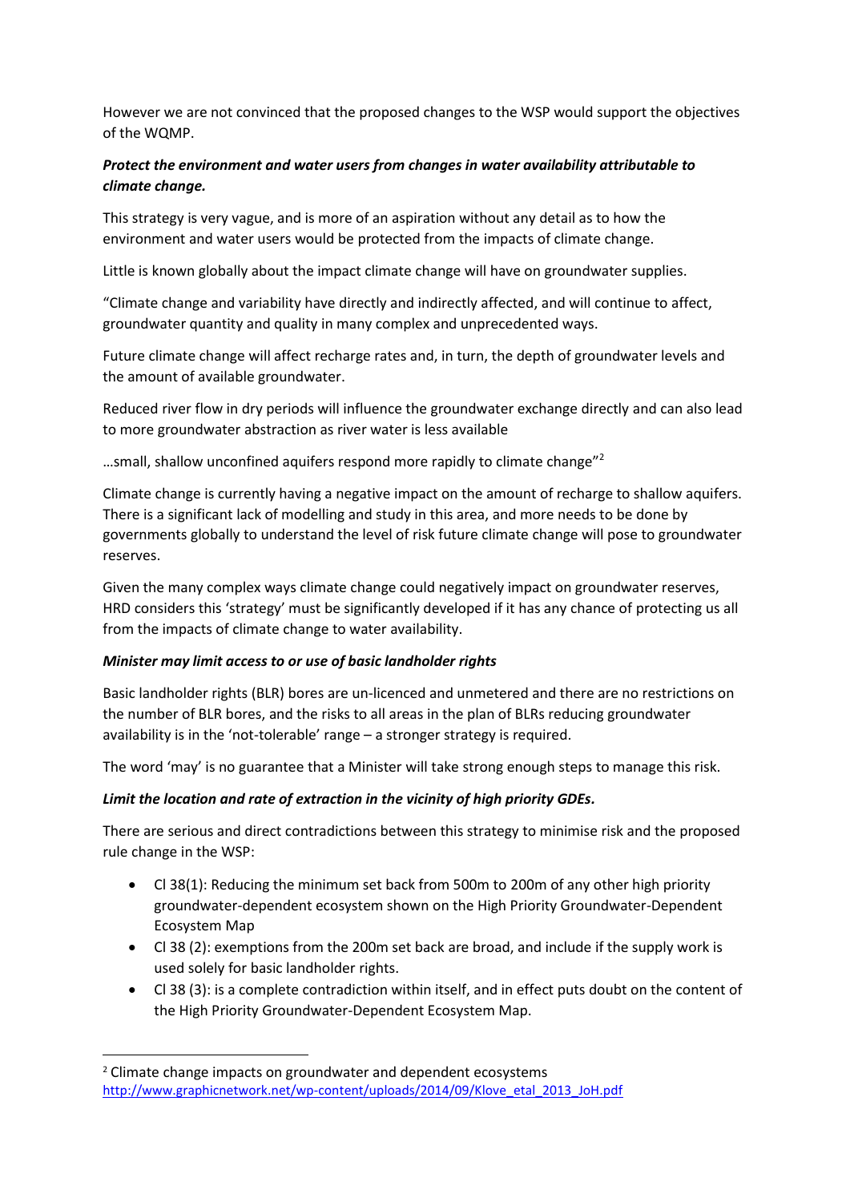However we are not convinced that the proposed changes to the WSP would support the objectives of the WQMP.

***Protect the environment and water users from changes in water availability attributable to climate change.***

This strategy is very vague, and is more of an aspiration without any detail as to how the environment and water users would be protected from the impacts of climate change.

Little is known globally about the impact climate change will have on groundwater supplies.

"Climate change and variability have directly and indirectly affected, and will continue to affect, groundwater quantity and quality in many complex and unprecedented ways.

Future climate change will affect recharge rates and, in turn, the depth of groundwater levels and the amount of available groundwater.

Reduced river flow in dry periods will influence the groundwater exchange directly and can also lead to more groundwater abstraction as river water is less available

…small, shallow unconfined aquifers respond more rapidly to climate change"[2]

Climate change is currently having a negative impact on the amount of recharge to shallow aquifers. There is a significant lack of modelling and study in this area, and more needs to be done by governments globally to understand the level of risk future climate change will pose to groundwater reserves.

Given the many complex ways climate change could negatively impact on groundwater reserves, HRD considers this 'strategy' must be significantly developed if it has any chance of protecting us all from the impacts of climate change to water availability.

***Minister may limit access to or use of basic landholder rights***

Basic landholder rights (BLR) bores are un-licenced and unmetered and there are no restrictions on the number of BLR bores, and the risks to all areas in the plan of BLRs reducing groundwater availability is in the 'not-tolerable' range – a stronger strategy is required.

The word 'may' is no guarantee that a Minister will take strong enough steps to manage this risk.

***Limit the location and rate of extraction in the vicinity of high priority GDEs.***

There are serious and direct contradictions between this strategy to minimise risk and the proposed rule change in the WSP:

- Cl 38(1): Reducing the minimum set back from 500m to 200m of any other high priority groundwater-dependent ecosystem shown on the High Priority Groundwater-Dependent Ecosystem Map
- Cl 38 (2): exemptions from the 200m set back are broad, and include if the supply work is used solely for basic landholder rights.
- Cl 38 (3): is a complete contradiction within itself, and in effect puts doubt on the content of the High Priority Groundwater-Dependent Ecosystem Map.

[2] Climate change impacts on groundwater and dependent ecosystems http://www.graphicnetwork.net/wp-content/uploads/2014/09/Klove_etal_2013_JoH.pdf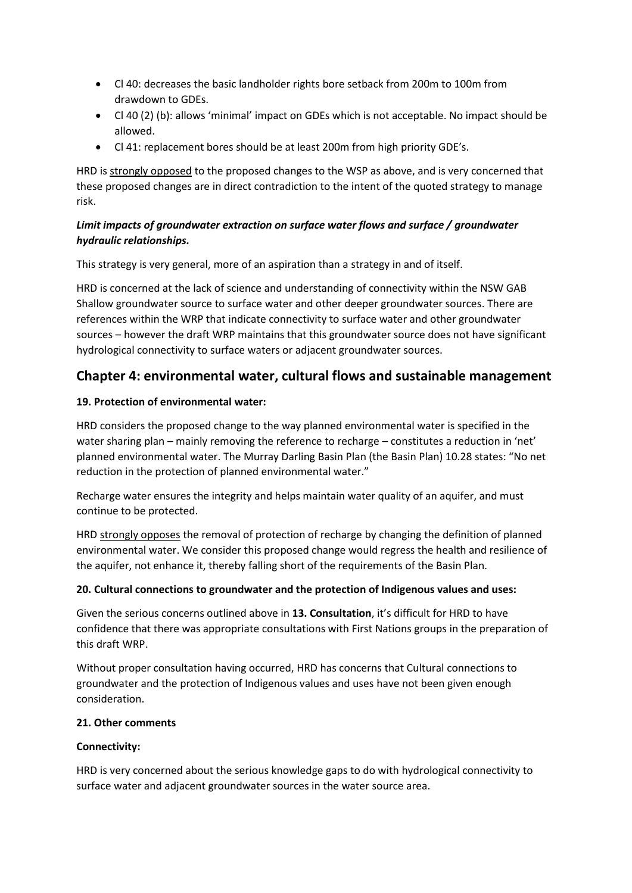- Cl 40: decreases the basic landholder rights bore setback from 200m to 100m from drawdown to GDEs.
- Cl 40 (2) (b): allows 'minimal' impact on GDEs which is not acceptable. No impact should be allowed.
- Cl 41: replacement bores should be at least 200m from high priority GDE's.

HRD is <u>strongly opposed</u> to the proposed changes to the WSP as above, and is very concerned that these proposed changes are in direct contradiction to the intent of the quoted strategy to manage risk.

***Limit impacts of groundwater extraction on surface water flows and surface / groundwater hydraulic relationships.***

This strategy is very general, more of an aspiration than a strategy in and of itself.

HRD is concerned at the lack of science and understanding of connectivity within the NSW GAB Shallow groundwater source to surface water and other deeper groundwater sources. There are references within the WRP that indicate connectivity to surface water and other groundwater sources – however the draft WRP maintains that this groundwater source does not have significant hydrological connectivity to surface waters or adjacent groundwater sources.

## Chapter 4: environmental water, cultural flows and sustainable management

**19. Protection of environmental water:**

HRD considers the proposed change to the way planned environmental water is specified in the water sharing plan – mainly removing the reference to recharge – constitutes a reduction in 'net' planned environmental water. The Murray Darling Basin Plan (the Basin Plan) 10.28 states: "No net reduction in the protection of planned environmental water."

Recharge water ensures the integrity and helps maintain water quality of an aquifer, and must continue to be protected.

HRD <u>strongly opposes</u> the removal of protection of recharge by changing the definition of planned environmental water. We consider this proposed change would regress the health and resilience of the aquifer, not enhance it, thereby falling short of the requirements of the Basin Plan.

**20. Cultural connections to groundwater and the protection of Indigenous values and uses:**

Given the serious concerns outlined above in **13. Consultation**, it's difficult for HRD to have confidence that there was appropriate consultations with First Nations groups in the preparation of this draft WRP.

Without proper consultation having occurred, HRD has concerns that Cultural connections to groundwater and the protection of Indigenous values and uses have not been given enough consideration.

**21. Other comments**

**Connectivity:**

HRD is very concerned about the serious knowledge gaps to do with hydrological connectivity to surface water and adjacent groundwater sources in the water source area.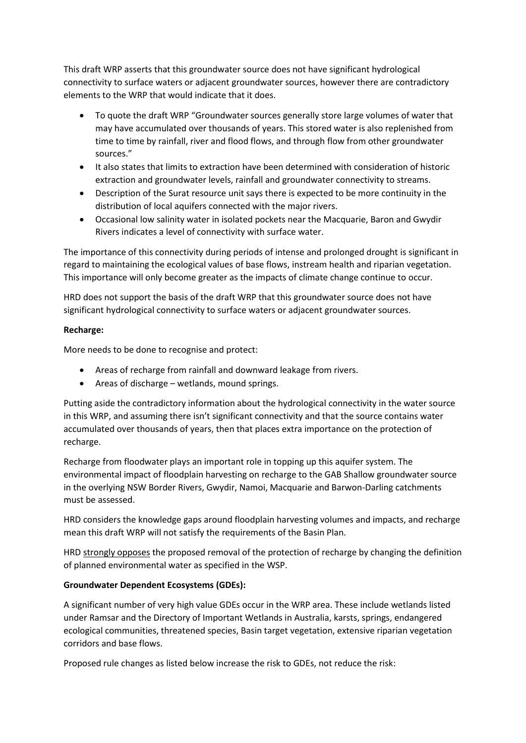This draft WRP asserts that this groundwater source does not have significant hydrological connectivity to surface waters or adjacent groundwater sources, however there are contradictory elements to the WRP that would indicate that it does.

- To quote the draft WRP "Groundwater sources generally store large volumes of water that may have accumulated over thousands of years. This stored water is also replenished from time to time by rainfall, river and flood flows, and through flow from other groundwater sources."
- It also states that limits to extraction have been determined with consideration of historic extraction and groundwater levels, rainfall and groundwater connectivity to streams.
- Description of the Surat resource unit says there is expected to be more continuity in the distribution of local aquifers connected with the major rivers.
- Occasional low salinity water in isolated pockets near the Macquarie, Baron and Gwydir Rivers indicates a level of connectivity with surface water.

The importance of this connectivity during periods of intense and prolonged drought is significant in regard to maintaining the ecological values of base flows, instream health and riparian vegetation. This importance will only become greater as the impacts of climate change continue to occur.

HRD does not support the basis of the draft WRP that this groundwater source does not have significant hydrological connectivity to surface waters or adjacent groundwater sources.

**Recharge:**

More needs to be done to recognise and protect:

- Areas of recharge from rainfall and downward leakage from rivers.
- Areas of discharge – wetlands, mound springs.

Putting aside the contradictory information about the hydrological connectivity in the water source in this WRP, and assuming there isn't significant connectivity and that the source contains water accumulated over thousands of years, then that places extra importance on the protection of recharge.

Recharge from floodwater plays an important role in topping up this aquifer system. The environmental impact of floodplain harvesting on recharge to the GAB Shallow groundwater source in the overlying NSW Border Rivers, Gwydir, Namoi, Macquarie and Barwon-Darling catchments must be assessed.

HRD considers the knowledge gaps around floodplain harvesting volumes and impacts, and recharge mean this draft WRP will not satisfy the requirements of the Basin Plan.

HRD strongly opposes the proposed removal of the protection of recharge by changing the definition of planned environmental water as specified in the WSP.

**Groundwater Dependent Ecosystems (GDEs):**

A significant number of very high value GDEs occur in the WRP area. These include wetlands listed under Ramsar and the Directory of Important Wetlands in Australia, karsts, springs, endangered ecological communities, threatened species, Basin target vegetation, extensive riparian vegetation corridors and base flows.

Proposed rule changes as listed below increase the risk to GDEs, not reduce the risk: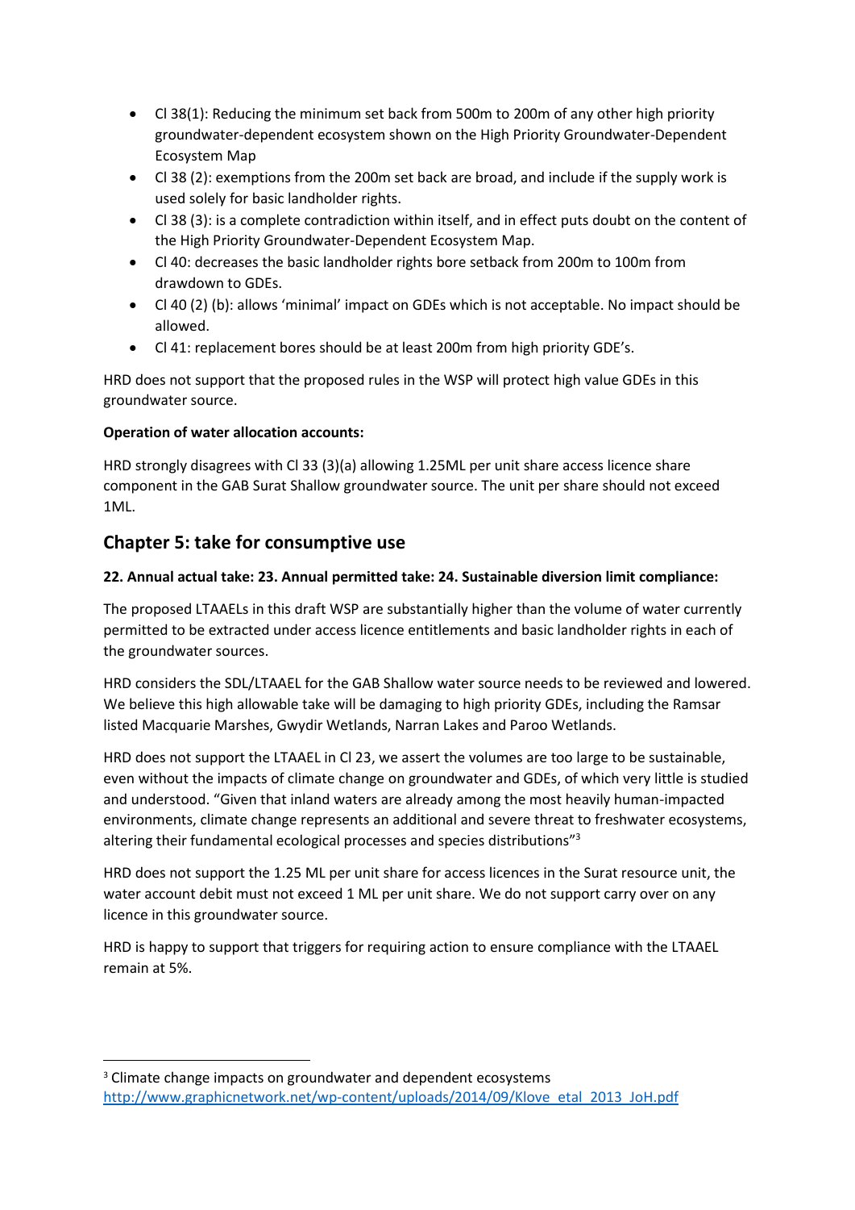- Cl 38(1): Reducing the minimum set back from 500m to 200m of any other high priority groundwater-dependent ecosystem shown on the High Priority Groundwater-Dependent Ecosystem Map
- Cl 38 (2): exemptions from the 200m set back are broad, and include if the supply work is used solely for basic landholder rights.
- Cl 38 (3): is a complete contradiction within itself, and in effect puts doubt on the content of the High Priority Groundwater-Dependent Ecosystem Map.
- Cl 40: decreases the basic landholder rights bore setback from 200m to 100m from drawdown to GDEs.
- Cl 40 (2) (b): allows 'minimal' impact on GDEs which is not acceptable. No impact should be allowed.
- Cl 41: replacement bores should be at least 200m from high priority GDE's.

HRD does not support that the proposed rules in the WSP will protect high value GDEs in this groundwater source.

**Operation of water allocation accounts:**

HRD strongly disagrees with Cl 33 (3)(a) allowing 1.25ML per unit share access licence share component in the GAB Surat Shallow groundwater source. The unit per share should not exceed 1ML.

## Chapter 5: take for consumptive use

**22. Annual actual take: 23. Annual permitted take: 24. Sustainable diversion limit compliance:**

The proposed LTAAELs in this draft WSP are substantially higher than the volume of water currently permitted to be extracted under access licence entitlements and basic landholder rights in each of the groundwater sources.

HRD considers the SDL/LTAAEL for the GAB Shallow water source needs to be reviewed and lowered. We believe this high allowable take will be damaging to high priority GDEs, including the Ramsar listed Macquarie Marshes, Gwydir Wetlands, Narran Lakes and Paroo Wetlands.

HRD does not support the LTAAEL in Cl 23, we assert the volumes are too large to be sustainable, even without the impacts of climate change on groundwater and GDEs, of which very little is studied and understood. "Given that inland waters are already among the most heavily human-impacted environments, climate change represents an additional and severe threat to freshwater ecosystems, altering their fundamental ecological processes and species distributions"[3]

HRD does not support the 1.25 ML per unit share for access licences in the Surat resource unit, the water account debit must not exceed 1 ML per unit share. We do not support carry over on any licence in this groundwater source.

HRD is happy to support that triggers for requiring action to ensure compliance with the LTAAEL remain at 5%.

---

[3] Climate change impacts on groundwater and dependent ecosystems http://www.graphicnetwork.net/wp-content/uploads/2014/09/Klove_etal_2013_JoH.pdf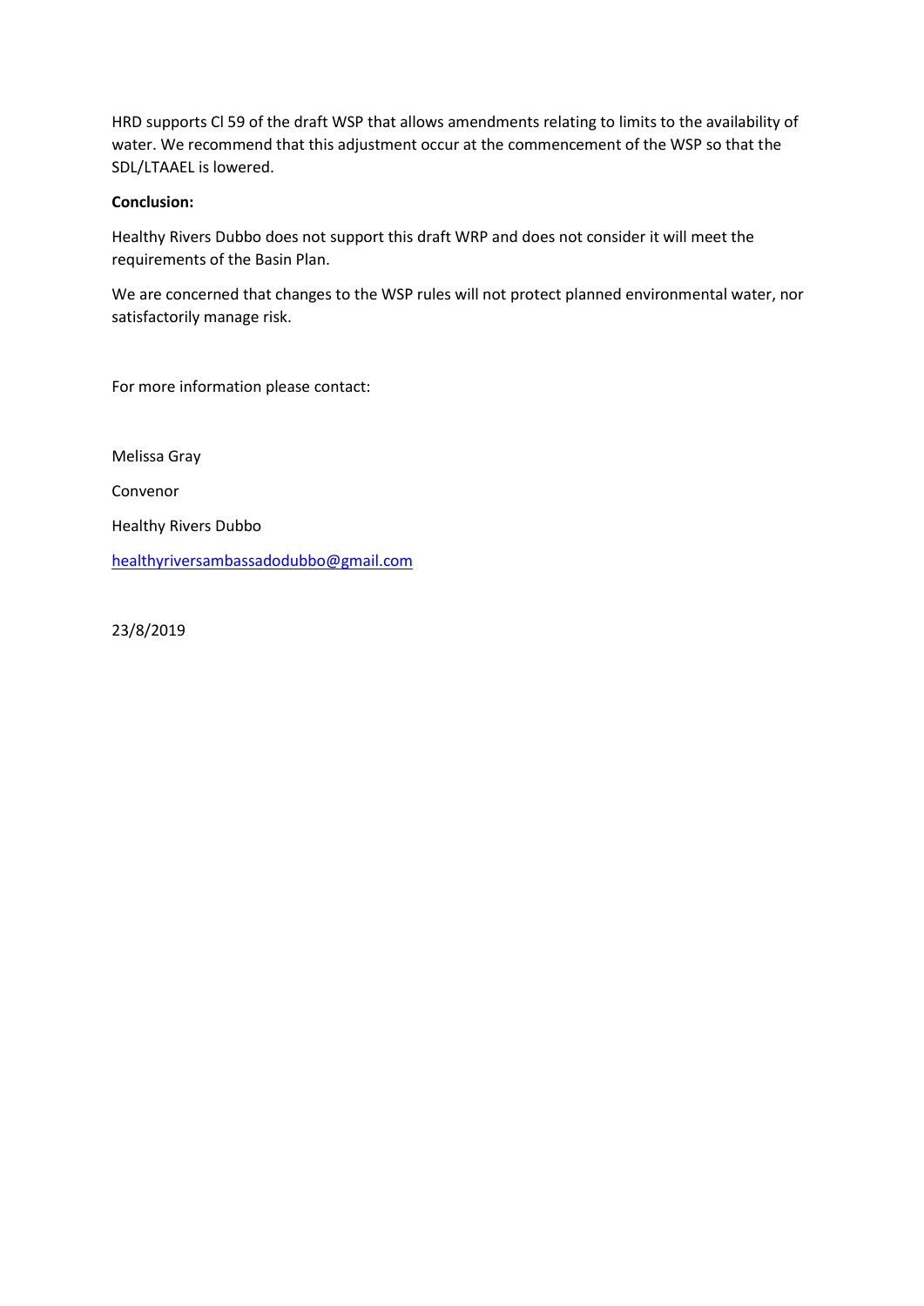HRD supports Cl 59 of the draft WSP that allows amendments relating to limits to the availability of water. We recommend that this adjustment occur at the commencement of the WSP so that the SDL/LTAAEL is lowered.

**Conclusion:**

Healthy Rivers Dubbo does not support this draft WRP and does not consider it will meet the requirements of the Basin Plan.

We are concerned that changes to the WSP rules will not protect planned environmental water, nor satisfactorily manage risk.

For more information please contact:

Melissa Gray

Convenor

Healthy Rivers Dubbo

healthyriversambassadodubbo@gmail.com

23/8/2019